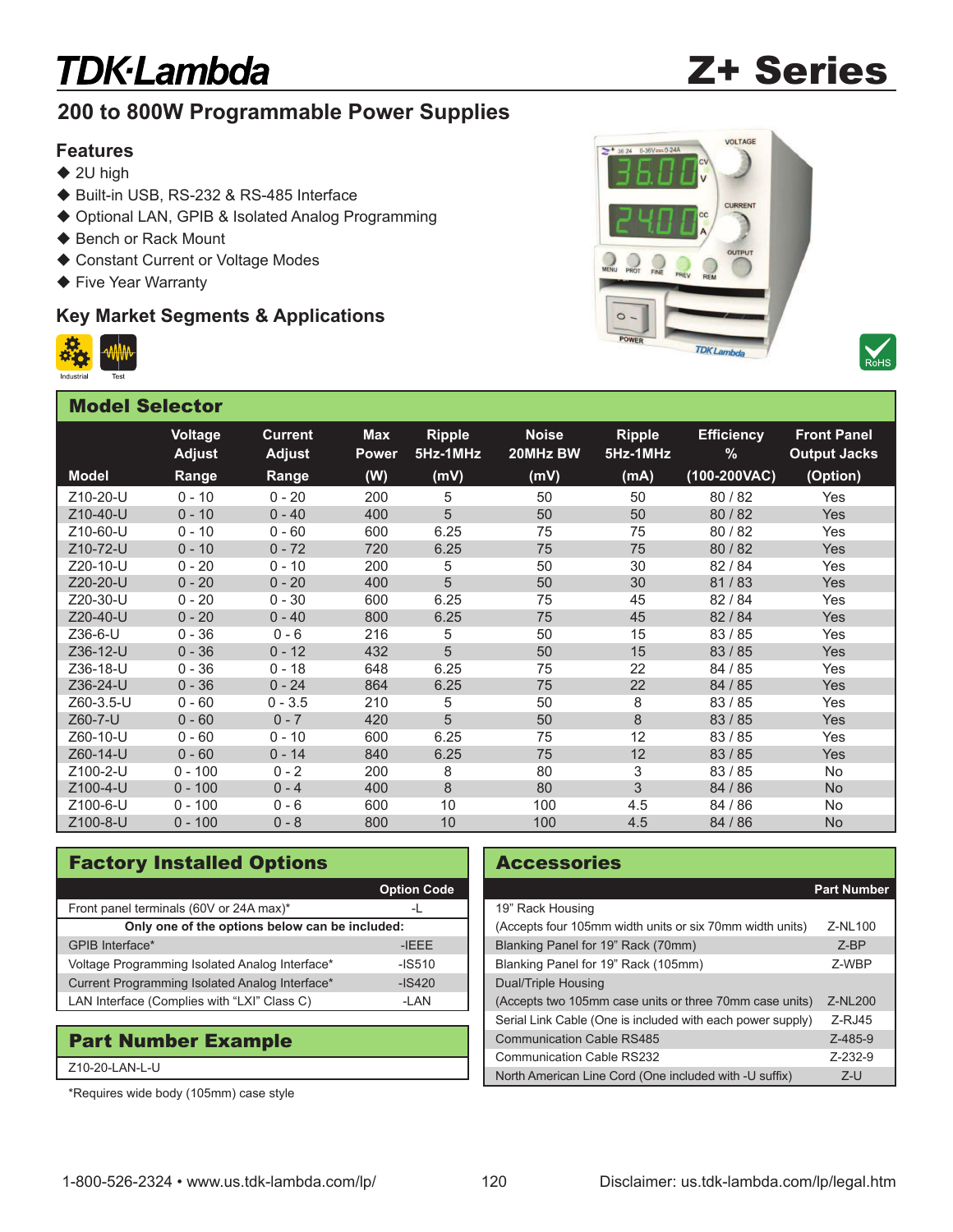# TDK·Lambda

# Z+ Series

## 200 to 800W Programmable Power Supplies

### Features

- 2U high
- Built-in USB, RS-232 & RS-485 Interface
- Optional LAN, GPIB & Isolated Analog Programming
- Bench or Rack Mount
- Constant Current or Voltage Modes
- Five Year Warranty

### Key Market Segments & Applications

Industrial Test

RoHS

## Model Selector

| Model | Voltage Adjust Range | Current Adjust Range | Max Power (W) | Ripple 5Hz-1MHz (mV) | Noise 20MHz BW (mV) | Ripple 5Hz-1MHz (mA) | Efficiency % (100-200VAC) | Front Panel Output Jacks (Option) |
|---|---|---|---|---|---|---|---|---|
| Z10-20-U | 0 - 10 | 0 - 20 | 200 | 5 | 50 | 50 | 80 / 82 | Yes |
| Z10-40-U | 0 - 10 | 0 - 40 | 400 | 5 | 50 | 50 | 80 / 82 | Yes |
| Z10-60-U | 0 - 10 | 0 - 60 | 600 | 6.25 | 75 | 75 | 80 / 82 | Yes |
| Z10-72-U | 0 - 10 | 0 - 72 | 720 | 6.25 | 75 | 75 | 80 / 82 | Yes |
| Z20-10-U | 0 - 20 | 0 - 10 | 200 | 5 | 50 | 30 | 82 / 84 | Yes |
| Z20-20-U | 0 - 20 | 0 - 20 | 400 | 5 | 50 | 30 | 81 / 83 | Yes |
| Z20-30-U | 0 - 20 | 0 - 30 | 600 | 6.25 | 75 | 45 | 82 / 84 | Yes |
| Z20-40-U | 0 - 20 | 0 - 40 | 800 | 6.25 | 75 | 45 | 82 / 84 | Yes |
| Z36-6-U | 0 - 36 | 0 - 6 | 216 | 5 | 50 | 15 | 83 / 85 | Yes |
| Z36-12-U | 0 - 36 | 0 - 12 | 432 | 5 | 50 | 15 | 83 / 85 | Yes |
| Z36-18-U | 0 - 36 | 0 - 18 | 648 | 6.25 | 75 | 22 | 84 / 85 | Yes |
| Z36-24-U | 0 - 36 | 0 - 24 | 864 | 6.25 | 75 | 22 | 84 / 85 | Yes |
| Z60-3.5-U | 0 - 60 | 0 - 3.5 | 210 | 5 | 50 | 8 | 83 / 85 | Yes |
| Z60-7-U | 0 - 60 | 0 - 7 | 420 | 5 | 50 | 8 | 83 / 85 | Yes |
| Z60-10-U | 0 - 60 | 0 - 10 | 600 | 6.25 | 75 | 12 | 83 / 85 | Yes |
| Z60-14-U | 0 - 60 | 0 - 14 | 840 | 6.25 | 75 | 12 | 83 / 85 | Yes |
| Z100-2-U | 0 - 100 | 0 - 2 | 200 | 8 | 80 | 3 | 83 / 85 | No |
| Z100-4-U | 0 - 100 | 0 - 4 | 400 | 8 | 80 | 3 | 84 / 86 | No |
| Z100-6-U | 0 - 100 | 0 - 6 | 600 | 10 | 100 | 4.5 | 84 / 86 | No |
| Z100-8-U | 0 - 100 | 0 - 8 | 800 | 10 | 100 | 4.5 | 84 / 86 | No |

## Factory Installed Options

| | Option Code |
|---|---|
| Front panel terminals (60V or 24A max)* | -L |
| **Only one of the options below can be included:** | |
| GPIB Interface* | -IEEE |
| Voltage Programming Isolated Analog Interface* | -IS510 |
| Current Programming Isolated Analog Interface* | -IS420 |
| LAN Interface (Complies with "LXI" Class C) | -LAN |

## Part Number Example

Z10-20-LAN-L-U

*Requires wide body (105mm) case style

## Accessories

| | Part Number |
|---|---|
| 19" Rack Housing (Accepts four 105mm width units or six 70mm width units) | Z-NL100 |
| Blanking Panel for 19" Rack (70mm) | Z-BP |
| Blanking Panel for 19" Rack (105mm) | Z-WBP |
| Dual/Triple Housing (Accepts two 105mm case units or three 70mm case units) | Z-NL200 |
| Serial Link Cable (One is included with each power supply) | Z-RJ45 |
| Communication Cable RS485 | Z-485-9 |
| Communication Cable RS232 | Z-232-9 |
| North American Line Cord (One included with -U suffix) | Z-U |

1-800-526-2324 • www.us.tdk-lambda.com/lp/

Disclaimer: us.tdk-lambda.com/lp/legal.htm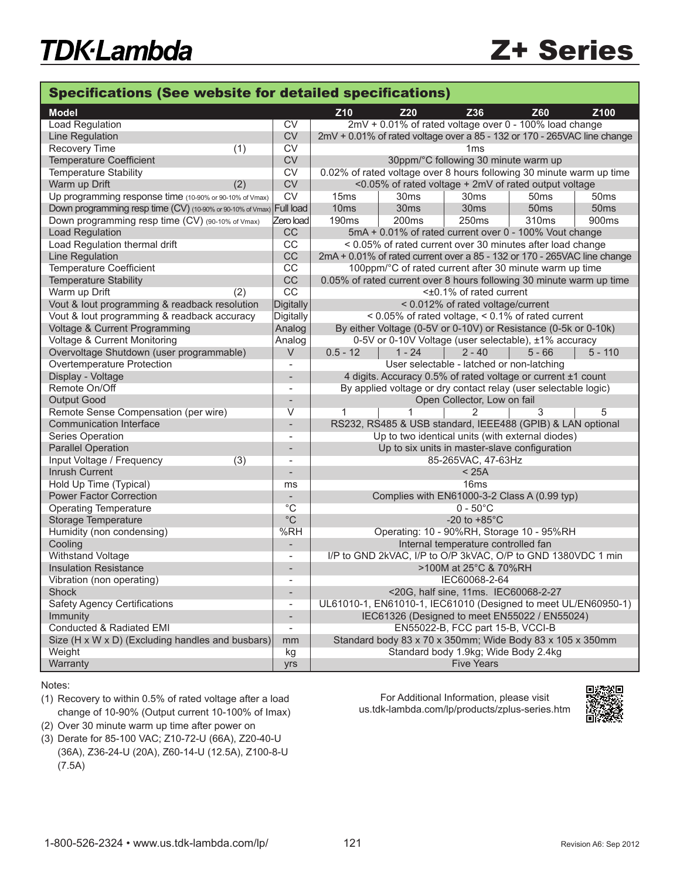# TDK-Lambda

# Z+ Series

## Specifications (See website for detailed specifications)

| Model | | Z10 | Z20 | Z36 | Z60 | Z100 |
|---|---|---|---|---|---|---|
| Load Regulation | CV | 2mV + 0.01% of rated voltage over 0 - 100% load change | | | | |
| Line Regulation | CV | 2mV + 0.01% of rated voltage over a 85 - 132 or 170 - 265VAC line change | | | | |
| Recovery Time (1) | CV | 1ms | | | | |
| Temperature Coefficient | CV | 30ppm/°C following 30 minute warm up | | | | |
| Temperature Stability | CV | 0.02% of rated voltage over 8 hours following 30 minute warm up time | | | | |
| Warm up Drift (2) | CV | <0.05% of rated voltage + 2mV of rated output voltage | | | | |
| Up programming response time (10-90% or 90-10% of Vmax) | CV | 15ms | 30ms | 30ms | 50ms | 50ms |
| Down programming resp time (CV) (10-90% or 90-10% of Vmax) | Full load | 10ms | 30ms | 30ms | 50ms | 50ms |
| Down programming resp time (CV) (90-10% of Vmax) | Zero load | 190ms | 200ms | 250ms | 310ms | 900ms |
| Load Regulation | CC | 5mA + 0.01% of rated current over 0 - 100% Vout change | | | | |
| Load Regulation thermal drift | CC | < 0.05% of rated current over 30 minutes after load change | | | | |
| Line Regulation | CC | 2mA + 0.01% of rated current over a 85 - 132 or 170 - 265VAC line change | | | | |
| Temperature Coefficient | CC | 100ppm/°C of rated current after 30 minute warm up time | | | | |
| Temperature Stability | CC | 0.05% of rated current over 8 hours following 30 minute warm up time | | | | |
| Warm up Drift (2) | CC | <±0.1% of rated current | | | | |
| Vout & Iout programming & readback resolution | Digitally | < 0.012% of rated voltage/current | | | | |
| Vout & Iout programming & readback accuracy | Digitally | < 0.05% of rated voltage, < 0.1% of rated current | | | | |
| Voltage & Current Programming | Analog | By either Voltage (0-5V or 0-10V) or Resistance (0-5k or 0-10k) | | | | |
| Voltage & Current Monitoring | Analog | 0-5V or 0-10V Voltage (user selectable), ±1% accuracy | | | | |
| Overvoltage Shutdown (user programmable) | V | 0.5 - 12 | 1 - 24 | 2 - 40 | 5 - 66 | 5 - 110 |
| Overtemperature Protection | - | User selectable - latched or non-latching | | | | |
| Display - Voltage | - | 4 digits. Accuracy 0.5% of rated voltage or current ±1 count | | | | |
| Remote On/Off | - | By applied voltage or dry contact relay (user selectable logic) | | | | |
| Output Good | - | Open Collector, Low on fail | | | | |
| Remote Sense Compensation (per wire) | V | 1 | 1 | 2 | 3 | 5 |
| Communication Interface | - | RS232, RS485 & USB standard, IEEE488 (GPIB) & LAN optional | | | | |
| Series Operation | - | Up to two identical units (with external diodes) | | | | |
| Parallel Operation | - | Up to six units in master-slave configuration | | | | |
| Input Voltage / Frequency (3) | - | 85-265VAC, 47-63Hz | | | | |
| Inrush Current | - | < 25A | | | | |
| Hold Up Time (Typical) | ms | 16ms | | | | |
| Power Factor Correction | - | Complies with EN61000-3-2 Class A (0.99 typ) | | | | |
| Operating Temperature | °C | 0 - 50°C | | | | |
| Storage Temperature | °C | -20 to +85°C | | | | |
| Humidity (non condensing) | %RH | Operating: 10 - 90%RH, Storage 10 - 95%RH | | | | |
| Cooling | - | Internal temperature controlled fan | | | | |
| Withstand Voltage | - | I/P to GND 2kVAC, I/P to O/P 3kVAC, O/P to GND 1380VDC 1 min | | | | |
| Insulation Resistance | - | >100M at 25°C & 70%RH | | | | |
| Vibration (non operating) | - | IEC60068-2-64 | | | | |
| Shock | - | <20G, half sine, 11ms. IEC60068-2-27 | | | | |
| Safety Agency Certifications | - | UL61010-1, EN61010-1, IEC61010 (Designed to meet UL/EN60950-1) | | | | |
| Immunity | - | IEC61326 (Designed to meet EN55022 / EN55024) | | | | |
| Conducted & Radiated EMI | - | EN55022-B, FCC part 15-B, VCCI-B | | | | |
| Size (H x W x D) (Excluding handles and busbars) | mm | Standard body 83 x 70 x 350mm; Wide Body 83 x 105 x 350mm | | | | |
| Weight | kg | Standard body 1.9kg; Wide Body 2.4kg | | | | |
| Warranty | yrs | Five Years | | | | |

Notes:

(1) Recovery to within 0.5% of rated voltage after a load change of 10-90% (Output current 10-100% of Imax)

(2) Over 30 minute warm up time after power on

(3) Derate for 85-100 VAC; Z10-72-U (66A), Z20-40-U (36A), Z36-24-U (20A), Z60-14-U (12.5A), Z100-8-U (7.5A)

For Additional Information, please visit us.tdk-lambda.com/lp/products/zplus-series.htm

1-800-526-2324 • www.us.tdk-lambda.com/lp/

Revision A6: Sep 2012